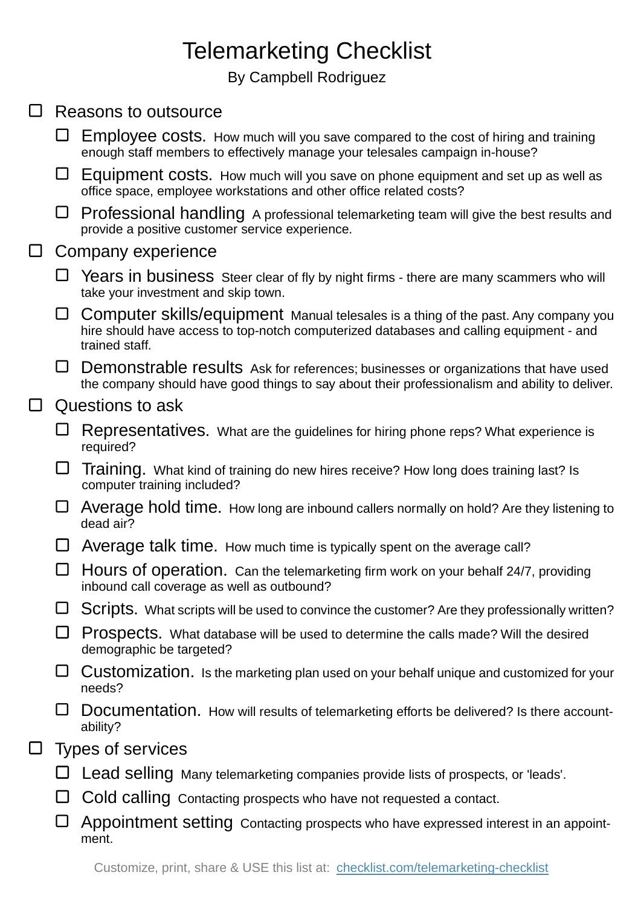# Telemarketing Checklist

By Campbell Rodriguez

- [ ] Reasons to outsource
  - [ ] Employee costs. How much will you save compared to the cost of hiring and training enough staff members to effectively manage your telesales campaign in-house?
  - [ ] Equipment costs. How much will you save on phone equipment and set up as well as office space, employee workstations and other office related costs?
  - [ ] Professional handling A professional telemarketing team will give the best results and provide a positive customer service experience.
- [ ] Company experience
  - [ ] Years in business Steer clear of fly by night firms - there are many scammers who will take your investment and skip town.
  - [ ] Computer skills/equipment Manual telesales is a thing of the past. Any company you hire should have access to top-notch computerized databases and calling equipment - and trained staff.
  - [ ] Demonstrable results Ask for references; businesses or organizations that have used the company should have good things to say about their professionalism and ability to deliver.
- [ ] Questions to ask
  - [ ] Representatives. What are the guidelines for hiring phone reps? What experience is required?
  - [ ] Training. What kind of training do new hires receive? How long does training last? Is computer training included?
  - [ ] Average hold time. How long are inbound callers normally on hold? Are they listening to dead air?
  - [ ] Average talk time. How much time is typically spent on the average call?
  - [ ] Hours of operation. Can the telemarketing firm work on your behalf 24/7, providing inbound call coverage as well as outbound?
  - [ ] Scripts. What scripts will be used to convince the customer? Are they professionally written?
  - [ ] Prospects. What database will be used to determine the calls made? Will the desired demographic be targeted?
  - [ ] Customization. Is the marketing plan used on your behalf unique and customized for your needs?
  - [ ] Documentation. How will results of telemarketing efforts be delivered? Is there accountability?
- [ ] Types of services
  - [ ] Lead selling Many telemarketing companies provide lists of prospects, or 'leads'.
  - [ ] Cold calling Contacting prospects who have not requested a contact.
  - [ ] Appointment setting Contacting prospects who have expressed interest in an appointment.

Customize, print, share & USE this list at: [checklist.com/telemarketing-checklist](checklist.com/telemarketing-checklist)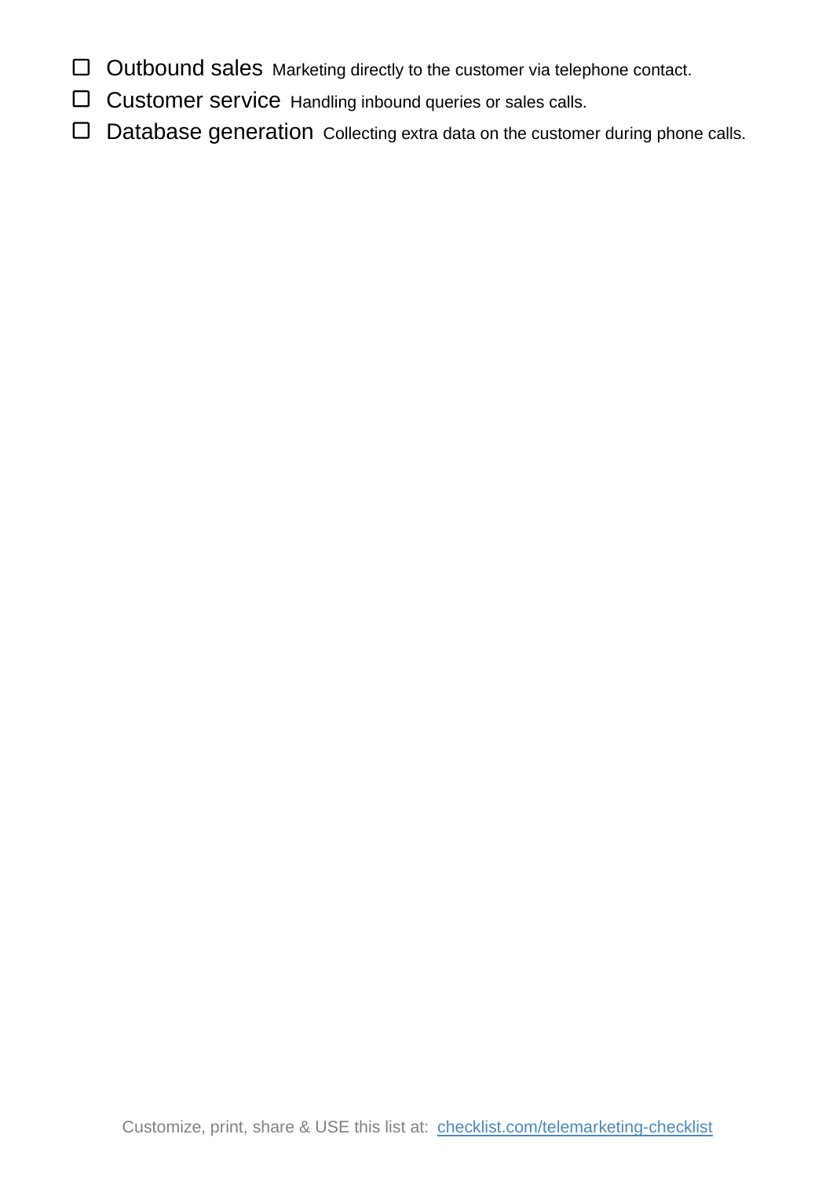- [ ] Outbound sales Marketing directly to the customer via telephone contact.
- [ ] Customer service Handling inbound queries or sales calls.
- [ ] Database generation Collecting extra data on the customer during phone calls.

Customize, print, share & USE this list at: [checklist.com/telemarketing-checklist](https://checklist.com/telemarketing-checklist)